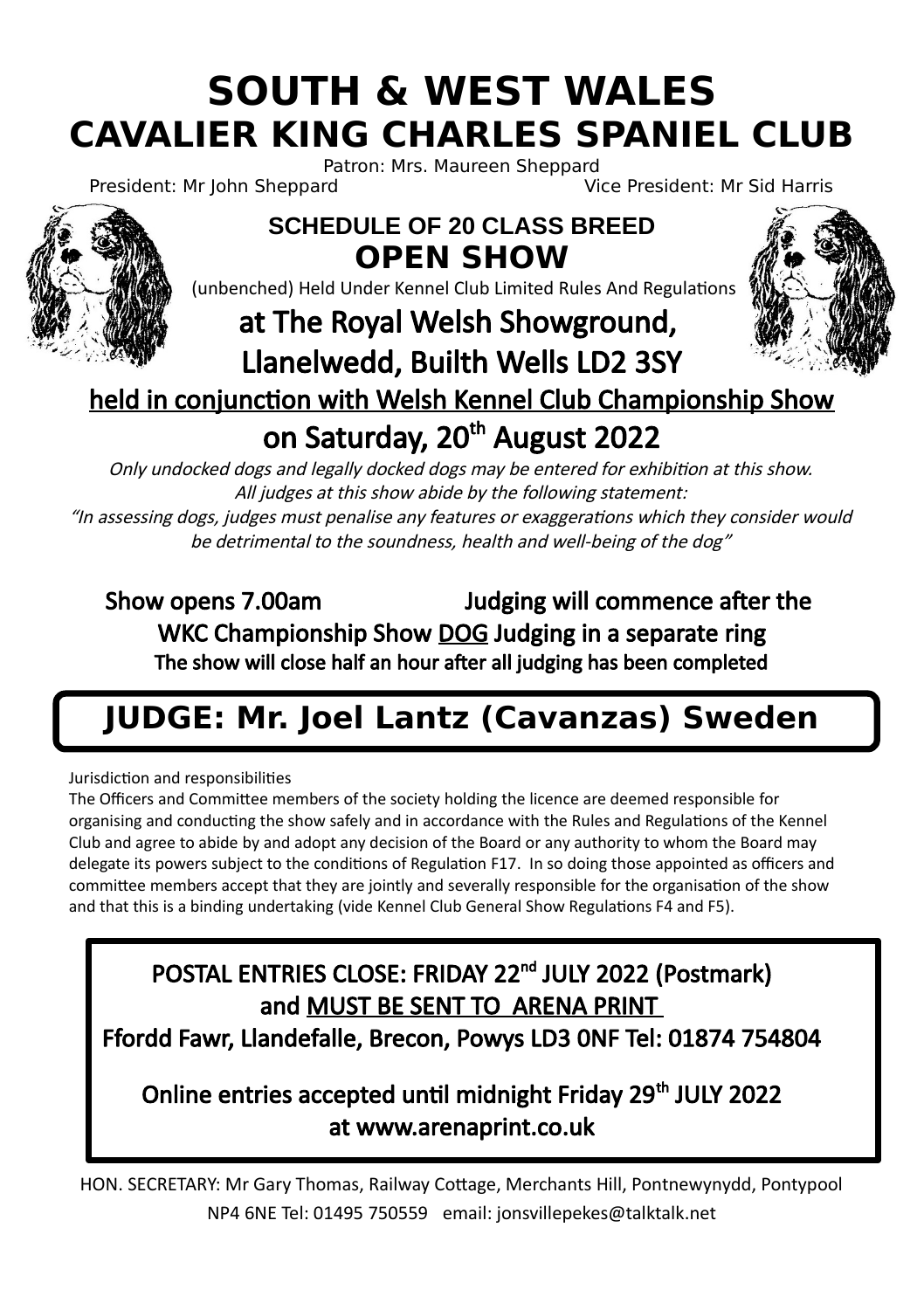# SOUTH & WEST WALES
# CAVALIER KING CHARLES SPANIEL CLUB

Patron: Mrs. Maureen Sheppard

President: Mr John Sheppard Vice President: Mr Sid Harris

## SCHEDULE OF 20 CLASS BREED
## OPEN SHOW

(unbenched) Held Under Kennel Club Limited Rules And Regulations

## at The Royal Welsh Showground, Llanelwedd, Builth Wells LD2 3SY

## held in conjunction with Welsh Kennel Club Championship Show

## on Saturday, 20th August 2022

*Only undocked dogs and legally docked dogs may be entered for exhibition at this show.*
*All judges at this show abide by the following statement:*
*"In assessing dogs, judges must penalise any features or exaggerations which they consider would be detrimental to the soundness, health and well-being of the dog"*

**Show opens 7.00am** **Judging will commence after the WKC Championship Show DOG Judging in a separate ring**
**The show will close half an hour after all judging has been completed**

## JUDGE: Mr. Joel Lantz (Cavanzas) Sweden

Jurisdiction and responsibilities
The Officers and Committee members of the society holding the licence are deemed responsible for organising and conducting the show safely and in accordance with the Rules and Regulations of the Kennel Club and agree to abide by and adopt any decision of the Board or any authority to whom the Board may delegate its powers subject to the conditions of Regulation F17. In so doing those appointed as officers and committee members accept that they are jointly and severally responsible for the organisation of the show and that this is a binding undertaking (vide Kennel Club General Show Regulations F4 and F5).

**POSTAL ENTRIES CLOSE: FRIDAY 22nd JULY 2022 (Postmark) and MUST BE SENT TO ARENA PRINT**
**Ffordd Fawr, Llandefalle, Brecon, Powys LD3 0NF Tel: 01874 754804**

**Online entries accepted until midnight Friday 29th JULY 2022 at www.arenaprint.co.uk**

HON. SECRETARY: Mr Gary Thomas, Railway Cottage, Merchants Hill, Pontnewynydd, Pontypool NP4 6NE Tel: 01495 750559 email: jonsvillepekes@talktalk.net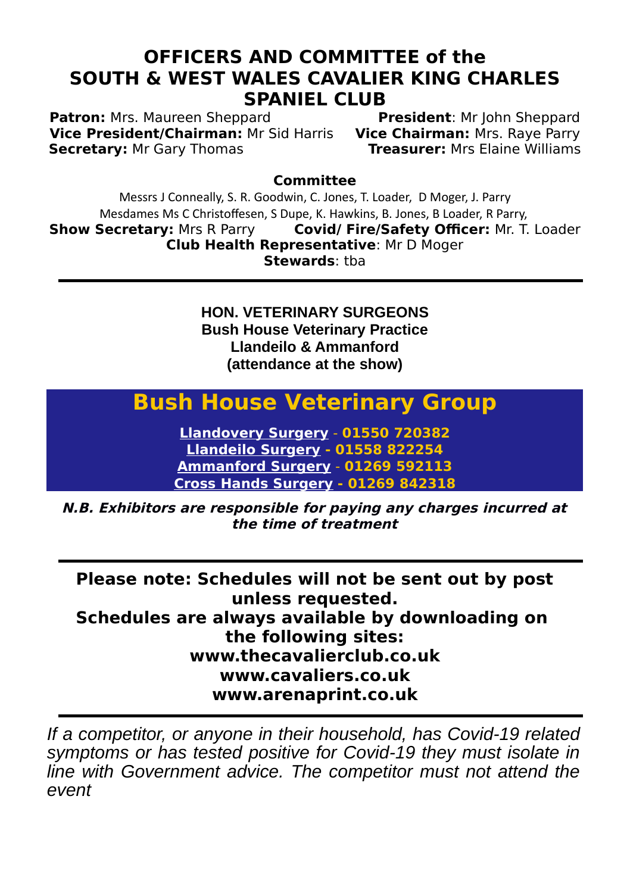# OFFICERS AND COMMITTEE of the SOUTH & WEST WALES CAVALIER KING CHARLES SPANIEL CLUB

**Patron:** Mrs. Maureen Sheppard
**President**: Mr John Sheppard
**Vice President/Chairman:** Mr Sid Harris
**Vice Chairman:** Mrs. Raye Parry
**Secretary:** Mr Gary Thomas
**Treasurer:** Mrs Elaine Williams

**Committee**

Messrs J Conneally, S. R. Goodwin, C. Jones, T. Loader, D Moger, J. Parry
Mesdames Ms C Christoffesen, S Dupe, K. Hawkins, B. Jones, B Loader, R Parry,

**Show Secretary:** Mrs R Parry
**Covid/ Fire/Safety Officer:** Mr. T. Loader
**Club Health Representative**: Mr D Moger
**Stewards**: tba

---

**HON. VETERINARY SURGEONS**
**Bush House Veterinary Practice**
**Llandeilo & Ammanford**
**(attendance at the show)**

## Bush House Veterinary Group

**Llandovery Surgery - 01550 720382**
**Llandeilo Surgery - 01558 822254**
**Ammanford Surgery - 01269 592113**
**Cross Hands Surgery - 01269 842318**

***N.B. Exhibitors are responsible for paying any charges incurred at the time of treatment***

---

**Please note: Schedules will not be sent out by post unless requested.**
**Schedules are always available by downloading on the following sites:**
**www.thecavalierclub.co.uk**
**www.cavaliers.co.uk**
**www.arenaprint.co.uk**

---

*If a competitor, or anyone in their household, has Covid-19 related symptoms or has tested positive for Covid-19 they must isolate in line with Government advice. The competitor must not attend the event*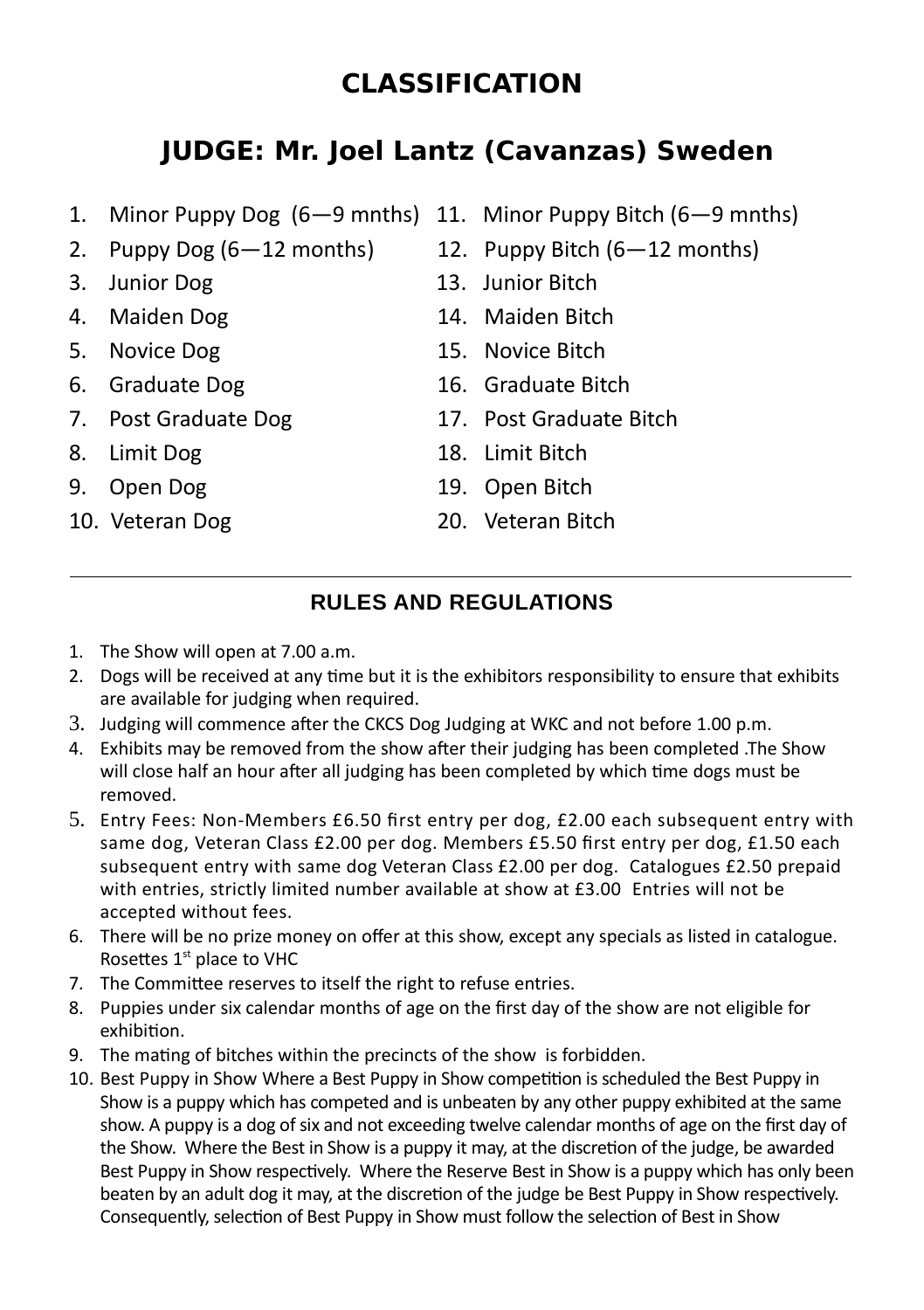# CLASSIFICATION

## JUDGE: Mr. Joel Lantz (Cavanzas) Sweden

1. Minor Puppy Dog (6—9 mnths)
2. Puppy Dog (6—12 months)
3. Junior Dog
4. Maiden Dog
5. Novice Dog
6. Graduate Dog
7. Post Graduate Dog
8. Limit Dog
9. Open Dog
10. Veteran Dog
11. Minor Puppy Bitch (6—9 mnths)
12. Puppy Bitch (6—12 months)
13. Junior Bitch
14. Maiden Bitch
15. Novice Bitch
16. Graduate Bitch
17. Post Graduate Bitch
18. Limit Bitch
19. Open Bitch
20. Veteran Bitch

---

### RULES AND REGULATIONS

1. The Show will open at 7.00 a.m.
2. Dogs will be received at any time but it is the exhibitors responsibility to ensure that exhibits are available for judging when required.
3. Judging will commence after the CKCS Dog Judging at WKC and not before 1.00 p.m.
4. Exhibits may be removed from the show after their judging has been completed .The Show will close half an hour after all judging has been completed by which time dogs must be removed.
5. Entry Fees: Non-Members £6.50 first entry per dog, £2.00 each subsequent entry with same dog, Veteran Class £2.00 per dog. Members £5.50 first entry per dog, £1.50 each subsequent entry with same dog Veteran Class £2.00 per dog. Catalogues £2.50 prepaid with entries, strictly limited number available at show at £3.00 Entries will not be accepted without fees.
6. There will be no prize money on offer at this show, except any specials as listed in catalogue. Rosettes 1st place to VHC
7. The Committee reserves to itself the right to refuse entries.
8. Puppies under six calendar months of age on the first day of the show are not eligible for exhibition.
9. The mating of bitches within the precincts of the show is forbidden.
10. Best Puppy in Show Where a Best Puppy in Show competition is scheduled the Best Puppy in Show is a puppy which has competed and is unbeaten by any other puppy exhibited at the same show. A puppy is a dog of six and not exceeding twelve calendar months of age on the first day of the Show. Where the Best in Show is a puppy it may, at the discretion of the judge, be awarded Best Puppy in Show respectively. Where the Reserve Best in Show is a puppy which has only been beaten by an adult dog it may, at the discretion of the judge be Best Puppy in Show respectively. Consequently, selection of Best Puppy in Show must follow the selection of Best in Show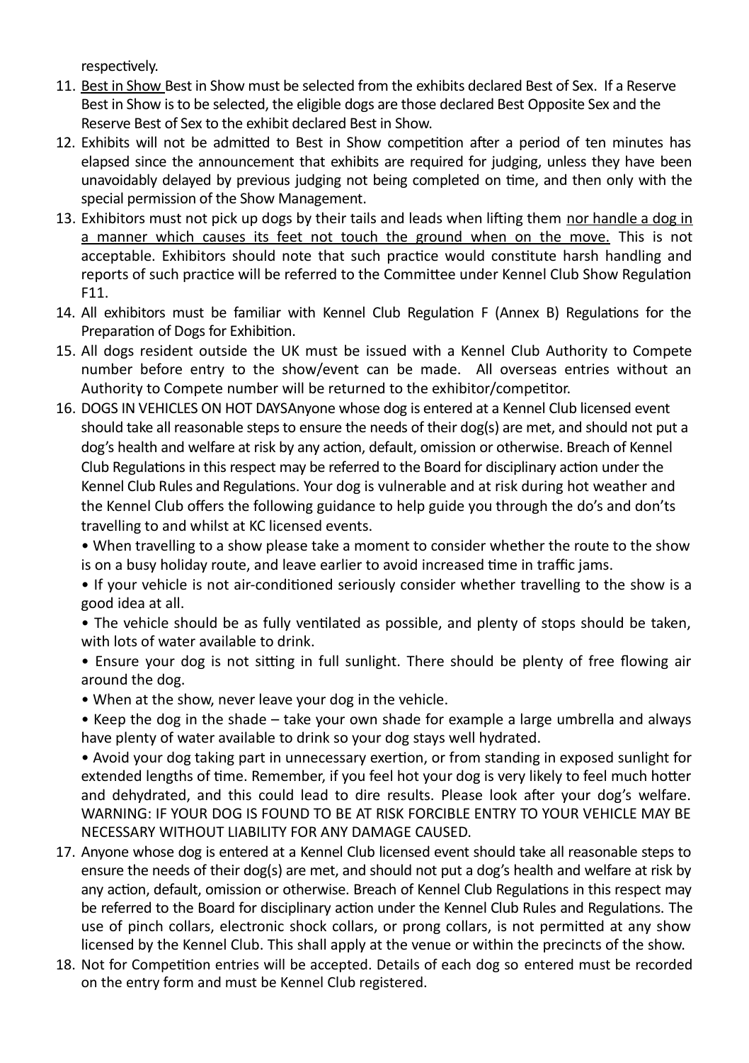respectively.

11. <u>Best in Show</u> Best in Show must be selected from the exhibits declared Best of Sex. If a Reserve Best in Show is to be selected, the eligible dogs are those declared Best Opposite Sex and the Reserve Best of Sex to the exhibit declared Best in Show.
12. Exhibits will not be admitted to Best in Show competition after a period of ten minutes has elapsed since the announcement that exhibits are required for judging, unless they have been unavoidably delayed by previous judging not being completed on time, and then only with the special permission of the Show Management.
13. Exhibitors must not pick up dogs by their tails and leads when lifting them <u>nor handle a dog in a manner which causes its feet not touch the ground when on the move.</u> This is not acceptable. Exhibitors should note that such practice would constitute harsh handling and reports of such practice will be referred to the Committee under Kennel Club Show Regulation F11.
14. All exhibitors must be familiar with Kennel Club Regulation F (Annex B) Regulations for the Preparation of Dogs for Exhibition.
15. All dogs resident outside the UK must be issued with a Kennel Club Authority to Compete number before entry to the show/event can be made. All overseas entries without an Authority to Compete number will be returned to the exhibitor/competitor.
16. DOGS IN VEHICLES ON HOT DAYSAnyone whose dog is entered at a Kennel Club licensed event should take all reasonable steps to ensure the needs of their dog(s) are met, and should not put a dog's health and welfare at risk by any action, default, omission or otherwise. Breach of Kennel Club Regulations in this respect may be referred to the Board for disciplinary action under the Kennel Club Rules and Regulations. Your dog is vulnerable and at risk during hot weather and the Kennel Club offers the following guidance to help guide you through the do's and don'ts travelling to and whilst at KC licensed events.

    • When travelling to a show please take a moment to consider whether the route to the show is on a busy holiday route, and leave earlier to avoid increased time in traffic jams.

    • If your vehicle is not air-conditioned seriously consider whether travelling to the show is a good idea at all.

    • The vehicle should be as fully ventilated as possible, and plenty of stops should be taken, with lots of water available to drink.

    • Ensure your dog is not sitting in full sunlight. There should be plenty of free flowing air around the dog.

    • When at the show, never leave your dog in the vehicle.

    • Keep the dog in the shade – take your own shade for example a large umbrella and always have plenty of water available to drink so your dog stays well hydrated.

    • Avoid your dog taking part in unnecessary exertion, or from standing in exposed sunlight for extended lengths of time. Remember, if you feel hot your dog is very likely to feel much hotter and dehydrated, and this could lead to dire results. Please look after your dog's welfare. WARNING: IF YOUR DOG IS FOUND TO BE AT RISK FORCIBLE ENTRY TO YOUR VEHICLE MAY BE NECESSARY WITHOUT LIABILITY FOR ANY DAMAGE CAUSED.
17. Anyone whose dog is entered at a Kennel Club licensed event should take all reasonable steps to ensure the needs of their dog(s) are met, and should not put a dog's health and welfare at risk by any action, default, omission or otherwise. Breach of Kennel Club Regulations in this respect may be referred to the Board for disciplinary action under the Kennel Club Rules and Regulations. The use of pinch collars, electronic shock collars, or prong collars, is not permitted at any show licensed by the Kennel Club. This shall apply at the venue or within the precincts of the show.
18. Not for Competition entries will be accepted. Details of each dog so entered must be recorded on the entry form and must be Kennel Club registered.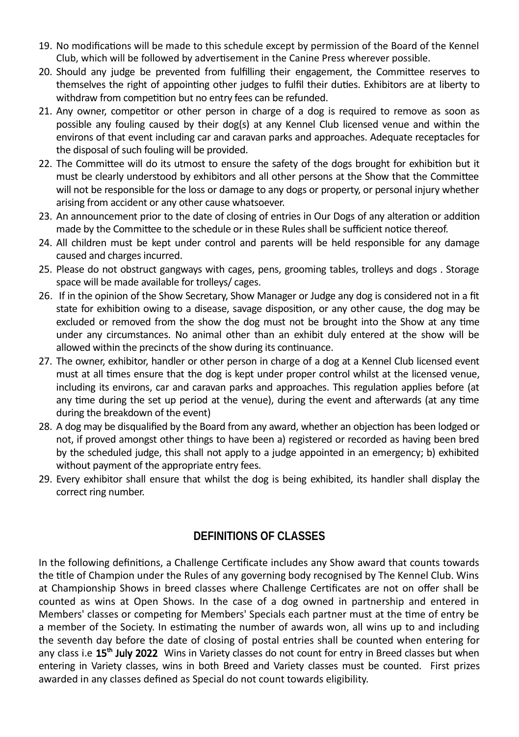19. No modifications will be made to this schedule except by permission of the Board of the Kennel Club, which will be followed by advertisement in the Canine Press wherever possible.
20. Should any judge be prevented from fulfilling their engagement, the Committee reserves to themselves the right of appointing other judges to fulfil their duties. Exhibitors are at liberty to withdraw from competition but no entry fees can be refunded.
21. Any owner, competitor or other person in charge of a dog is required to remove as soon as possible any fouling caused by their dog(s) at any Kennel Club licensed venue and within the environs of that event including car and caravan parks and approaches. Adequate receptacles for the disposal of such fouling will be provided.
22. The Committee will do its utmost to ensure the safety of the dogs brought for exhibition but it must be clearly understood by exhibitors and all other persons at the Show that the Committee will not be responsible for the loss or damage to any dogs or property, or personal injury whether arising from accident or any other cause whatsoever.
23. An announcement prior to the date of closing of entries in Our Dogs of any alteration or addition made by the Committee to the schedule or in these Rules shall be sufficient notice thereof.
24. All children must be kept under control and parents will be held responsible for any damage caused and charges incurred.
25. Please do not obstruct gangways with cages, pens, grooming tables, trolleys and dogs . Storage space will be made available for trolleys/ cages.
26. If in the opinion of the Show Secretary, Show Manager or Judge any dog is considered not in a fit state for exhibition owing to a disease, savage disposition, or any other cause, the dog may be excluded or removed from the show the dog must not be brought into the Show at any time under any circumstances. No animal other than an exhibit duly entered at the show will be allowed within the precincts of the show during its continuance.
27. The owner, exhibitor, handler or other person in charge of a dog at a Kennel Club licensed event must at all times ensure that the dog is kept under proper control whilst at the licensed venue, including its environs, car and caravan parks and approaches. This regulation applies before (at any time during the set up period at the venue), during the event and afterwards (at any time during the breakdown of the event)
28. A dog may be disqualified by the Board from any award, whether an objection has been lodged or not, if proved amongst other things to have been a) registered or recorded as having been bred by the scheduled judge, this shall not apply to a judge appointed in an emergency; b) exhibited without payment of the appropriate entry fees.
29. Every exhibitor shall ensure that whilst the dog is being exhibited, its handler shall display the correct ring number.

## DEFINITIONS OF CLASSES

In the following definitions, a Challenge Certificate includes any Show award that counts towards the title of Champion under the Rules of any governing body recognised by The Kennel Club. Wins at Championship Shows in breed classes where Challenge Certificates are not on offer shall be counted as wins at Open Shows. In the case of a dog owned in partnership and entered in Members' classes or competing for Members' Specials each partner must at the time of entry be a member of the Society. In estimating the number of awards won, all wins up to and including the seventh day before the date of closing of postal entries shall be counted when entering for any class i.e **15th July 2022** Wins in Variety classes do not count for entry in Breed classes but when entering in Variety classes, wins in both Breed and Variety classes must be counted. First prizes awarded in any classes defined as Special do not count towards eligibility.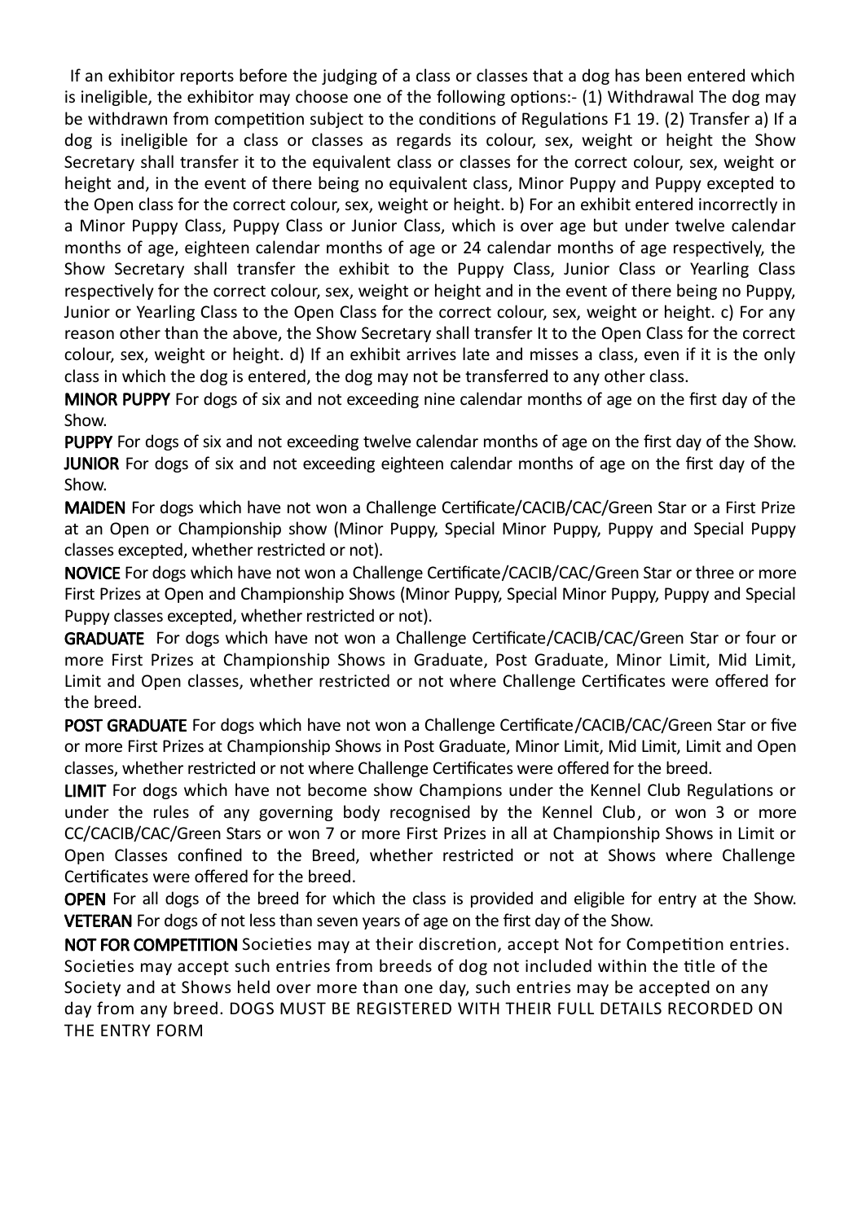If an exhibitor reports before the judging of a class or classes that a dog has been entered which is ineligible, the exhibitor may choose one of the following options:- (1) Withdrawal The dog may be withdrawn from competition subject to the conditions of Regulations F1 19. (2) Transfer a) If a dog is ineligible for a class or classes as regards its colour, sex, weight or height the Show Secretary shall transfer it to the equivalent class or classes for the correct colour, sex, weight or height and, in the event of there being no equivalent class, Minor Puppy and Puppy excepted to the Open class for the correct colour, sex, weight or height. b) For an exhibit entered incorrectly in a Minor Puppy Class, Puppy Class or Junior Class, which is over age but under twelve calendar months of age, eighteen calendar months of age or 24 calendar months of age respectively, the Show Secretary shall transfer the exhibit to the Puppy Class, Junior Class or Yearling Class respectively for the correct colour, sex, weight or height and in the event of there being no Puppy, Junior or Yearling Class to the Open Class for the correct colour, sex, weight or height. c) For any reason other than the above, the Show Secretary shall transfer It to the Open Class for the correct colour, sex, weight or height. d) If an exhibit arrives late and misses a class, even if it is the only class in which the dog is entered, the dog may not be transferred to any other class.

**MINOR PUPPY** For dogs of six and not exceeding nine calendar months of age on the first day of the Show.

**PUPPY** For dogs of six and not exceeding twelve calendar months of age on the first day of the Show.

**JUNIOR** For dogs of six and not exceeding eighteen calendar months of age on the first day of the Show.

**MAIDEN** For dogs which have not won a Challenge Certificate/CACIB/CAC/Green Star or a First Prize at an Open or Championship show (Minor Puppy, Special Minor Puppy, Puppy and Special Puppy classes excepted, whether restricted or not).

**NOVICE** For dogs which have not won a Challenge Certificate/CACIB/CAC/Green Star or three or more First Prizes at Open and Championship Shows (Minor Puppy, Special Minor Puppy, Puppy and Special Puppy classes excepted, whether restricted or not).

**GRADUATE** For dogs which have not won a Challenge Certificate/CACIB/CAC/Green Star or four or more First Prizes at Championship Shows in Graduate, Post Graduate, Minor Limit, Mid Limit, Limit and Open classes, whether restricted or not where Challenge Certificates were offered for the breed.

**POST GRADUATE** For dogs which have not won a Challenge Certificate/CACIB/CAC/Green Star or five or more First Prizes at Championship Shows in Post Graduate, Minor Limit, Mid Limit, Limit and Open classes, whether restricted or not where Challenge Certificates were offered for the breed.

**LIMIT** For dogs which have not become show Champions under the Kennel Club Regulations or under the rules of any governing body recognised by the Kennel Club, or won 3 or more CC/CACIB/CAC/Green Stars or won 7 or more First Prizes in all at Championship Shows in Limit or Open Classes confined to the Breed, whether restricted or not at Shows where Challenge Certificates were offered for the breed.

**OPEN** For all dogs of the breed for which the class is provided and eligible for entry at the Show.

**VETERAN** For dogs of not less than seven years of age on the first day of the Show.

**NOT FOR COMPETITION** Societies may at their discretion, accept Not for Competition entries. Societies may accept such entries from breeds of dog not included within the title of the Society and at Shows held over more than one day, such entries may be accepted on any day from any breed. DOGS MUST BE REGISTERED WITH THEIR FULL DETAILS RECORDED ON THE ENTRY FORM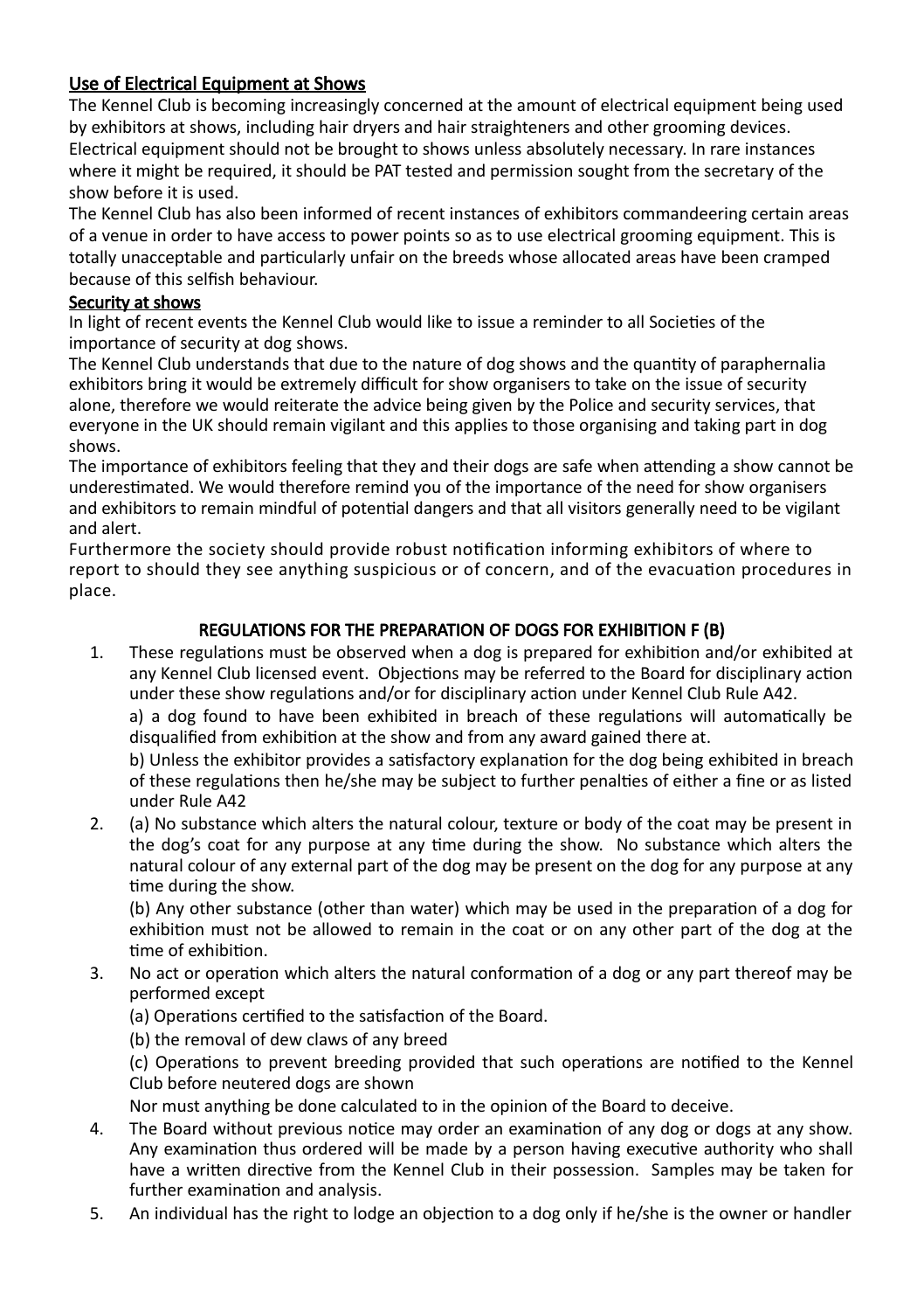## Use of Electrical Equipment at Shows

The Kennel Club is becoming increasingly concerned at the amount of electrical equipment being used by exhibitors at shows, including hair dryers and hair straighteners and other grooming devices. Electrical equipment should not be brought to shows unless absolutely necessary. In rare instances where it might be required, it should be PAT tested and permission sought from the secretary of the show before it is used.

The Kennel Club has also been informed of recent instances of exhibitors commandeering certain areas of a venue in order to have access to power points so as to use electrical grooming equipment. This is totally unacceptable and particularly unfair on the breeds whose allocated areas have been cramped because of this selfish behaviour.

## Security at shows

In light of recent events the Kennel Club would like to issue a reminder to all Societies of the importance of security at dog shows.

The Kennel Club understands that due to the nature of dog shows and the quantity of paraphernalia exhibitors bring it would be extremely difficult for show organisers to take on the issue of security alone, therefore we would reiterate the advice being given by the Police and security services, that everyone in the UK should remain vigilant and this applies to those organising and taking part in dog shows.

The importance of exhibitors feeling that they and their dogs are safe when attending a show cannot be underestimated. We would therefore remind you of the importance of the need for show organisers and exhibitors to remain mindful of potential dangers and that all visitors generally need to be vigilant and alert.

Furthermore the society should provide robust notification informing exhibitors of where to report to should they see anything suspicious or of concern, and of the evacuation procedures in place.

## REGULATIONS FOR THE PREPARATION OF DOGS FOR EXHIBITION F (B)

1. These regulations must be observed when a dog is prepared for exhibition and/or exhibited at any Kennel Club licensed event. Objections may be referred to the Board for disciplinary action under these show regulations and/or for disciplinary action under Kennel Club Rule A42.

   a) a dog found to have been exhibited in breach of these regulations will automatically be disqualified from exhibition at the show and from any award gained there at.

   b) Unless the exhibitor provides a satisfactory explanation for the dog being exhibited in breach of these regulations then he/she may be subject to further penalties of either a fine or as listed under Rule A42

2. (a) No substance which alters the natural colour, texture or body of the coat may be present in the dog's coat for any purpose at any time during the show. No substance which alters the natural colour of any external part of the dog may be present on the dog for any purpose at any time during the show.

   (b) Any other substance (other than water) which may be used in the preparation of a dog for exhibition must not be allowed to remain in the coat or on any other part of the dog at the time of exhibition.

3. No act or operation which alters the natural conformation of a dog or any part thereof may be performed except

   (a) Operations certified to the satisfaction of the Board.

   (b) the removal of dew claws of any breed

   (c) Operations to prevent breeding provided that such operations are notified to the Kennel Club before neutered dogs are shown

   Nor must anything be done calculated to in the opinion of the Board to deceive.

4. The Board without previous notice may order an examination of any dog or dogs at any show. Any examination thus ordered will be made by a person having executive authority who shall have a written directive from the Kennel Club in their possession. Samples may be taken for further examination and analysis.

5. An individual has the right to lodge an objection to a dog only if he/she is the owner or handler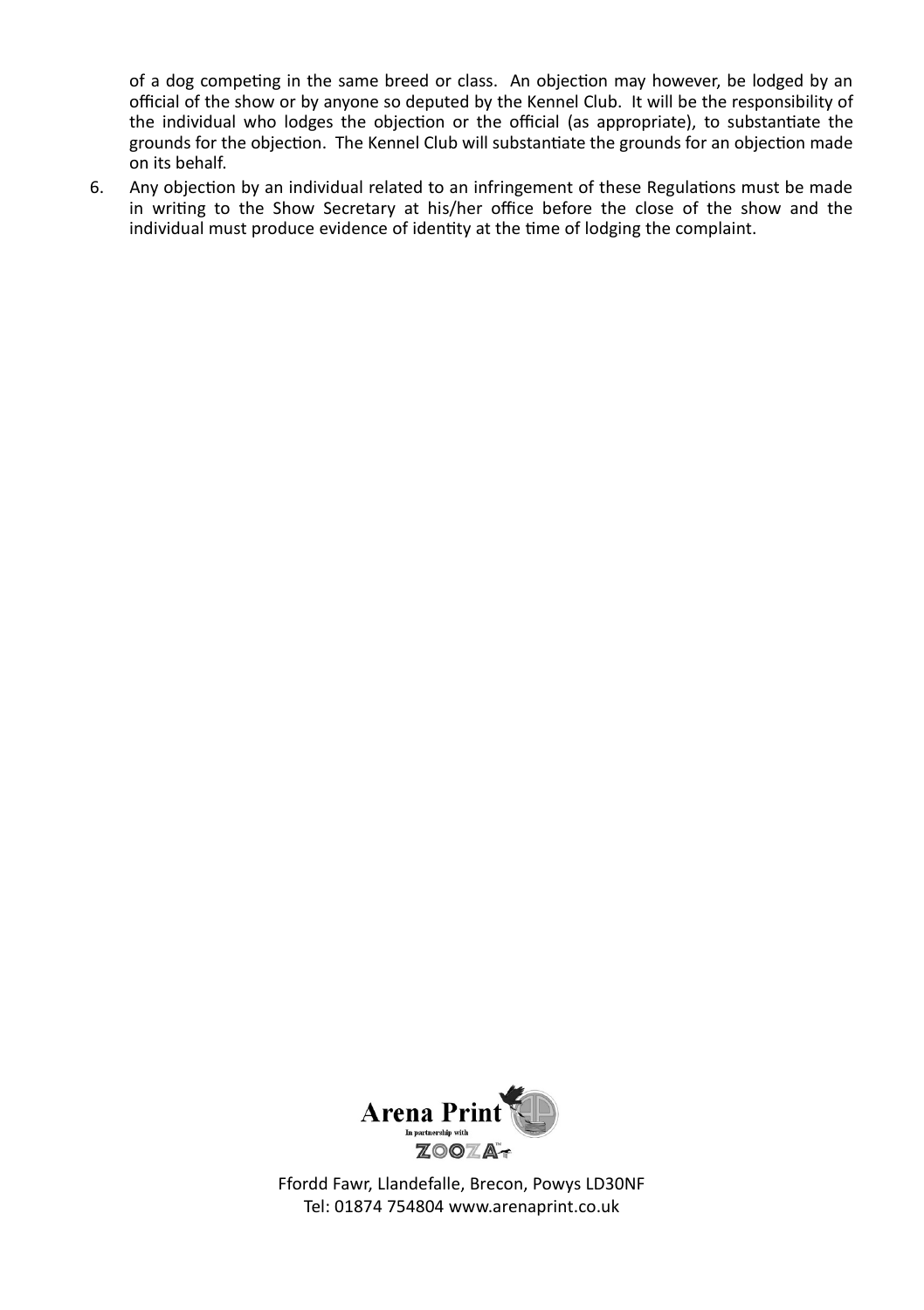of a dog competing in the same breed or class. An objection may however, be lodged by an official of the show or by anyone so deputed by the Kennel Club. It will be the responsibility of the individual who lodges the objection or the official (as appropriate), to substantiate the grounds for the objection. The Kennel Club will substantiate the grounds for an objection made on its behalf.

6. Any objection by an individual related to an infringement of these Regulations must be made in writing to the Show Secretary at his/her office before the close of the show and the individual must produce evidence of identity at the time of lodging the complaint.

Arena Print

In partnership with

ZOOZA

Ffordd Fawr, Llandefalle, Brecon, Powys LD30NF
Tel: 01874 754804 www.arenaprint.co.uk